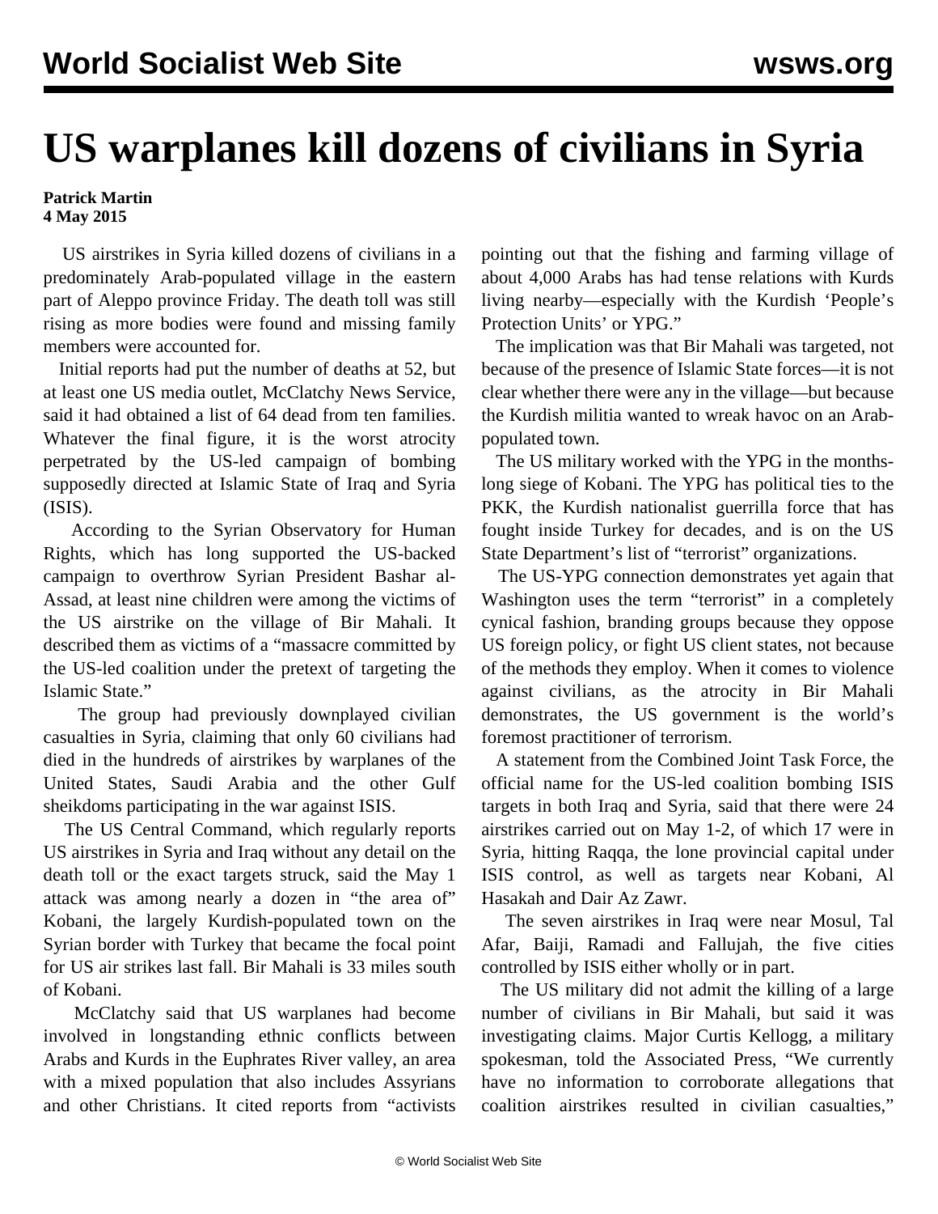# US warplanes kill dozens of civilians in Syria

**Patrick Martin**
**4 May 2015**

US airstrikes in Syria killed dozens of civilians in a predominately Arab-populated village in the eastern part of Aleppo province Friday. The death toll was still rising as more bodies were found and missing family members were accounted for.

Initial reports had put the number of deaths at 52, but at least one US media outlet, McClatchy News Service, said it had obtained a list of 64 dead from ten families. Whatever the final figure, it is the worst atrocity perpetrated by the US-led campaign of bombing supposedly directed at Islamic State of Iraq and Syria (ISIS).

According to the Syrian Observatory for Human Rights, which has long supported the US-backed campaign to overthrow Syrian President Bashar al-Assad, at least nine children were among the victims of the US airstrike on the village of Bir Mahali. It described them as victims of a "massacre committed by the US-led coalition under the pretext of targeting the Islamic State."

The group had previously downplayed civilian casualties in Syria, claiming that only 60 civilians had died in the hundreds of airstrikes by warplanes of the United States, Saudi Arabia and the other Gulf sheikdoms participating in the war against ISIS.

The US Central Command, which regularly reports US airstrikes in Syria and Iraq without any detail on the death toll or the exact targets struck, said the May 1 attack was among nearly a dozen in "the area of" Kobani, the largely Kurdish-populated town on the Syrian border with Turkey that became the focal point for US air strikes last fall. Bir Mahali is 33 miles south of Kobani.

McClatchy said that US warplanes had become involved in longstanding ethnic conflicts between Arabs and Kurds in the Euphrates River valley, an area with a mixed population that also includes Assyrians and other Christians. It cited reports from "activists pointing out that the fishing and farming village of about 4,000 Arabs has had tense relations with Kurds living nearby—especially with the Kurdish 'People's Protection Units' or YPG."

The implication was that Bir Mahali was targeted, not because of the presence of Islamic State forces—it is not clear whether there were any in the village—but because the Kurdish militia wanted to wreak havoc on an Arab-populated town.

The US military worked with the YPG in the months-long siege of Kobani. The YPG has political ties to the PKK, the Kurdish nationalist guerrilla force that has fought inside Turkey for decades, and is on the US State Department's list of "terrorist" organizations.

The US-YPG connection demonstrates yet again that Washington uses the term "terrorist" in a completely cynical fashion, branding groups because they oppose US foreign policy, or fight US client states, not because of the methods they employ. When it comes to violence against civilians, as the atrocity in Bir Mahali demonstrates, the US government is the world's foremost practitioner of terrorism.

A statement from the Combined Joint Task Force, the official name for the US-led coalition bombing ISIS targets in both Iraq and Syria, said that there were 24 airstrikes carried out on May 1-2, of which 17 were in Syria, hitting Raqqa, the lone provincial capital under ISIS control, as well as targets near Kobani, Al Hasakah and Dair Az Zawr.

The seven airstrikes in Iraq were near Mosul, Tal Afar, Baiji, Ramadi and Fallujah, the five cities controlled by ISIS either wholly or in part.

The US military did not admit the killing of a large number of civilians in Bir Mahali, but said it was investigating claims. Major Curtis Kellogg, a military spokesman, told the Associated Press, "We currently have no information to corroborate allegations that coalition airstrikes resulted in civilian casualties,"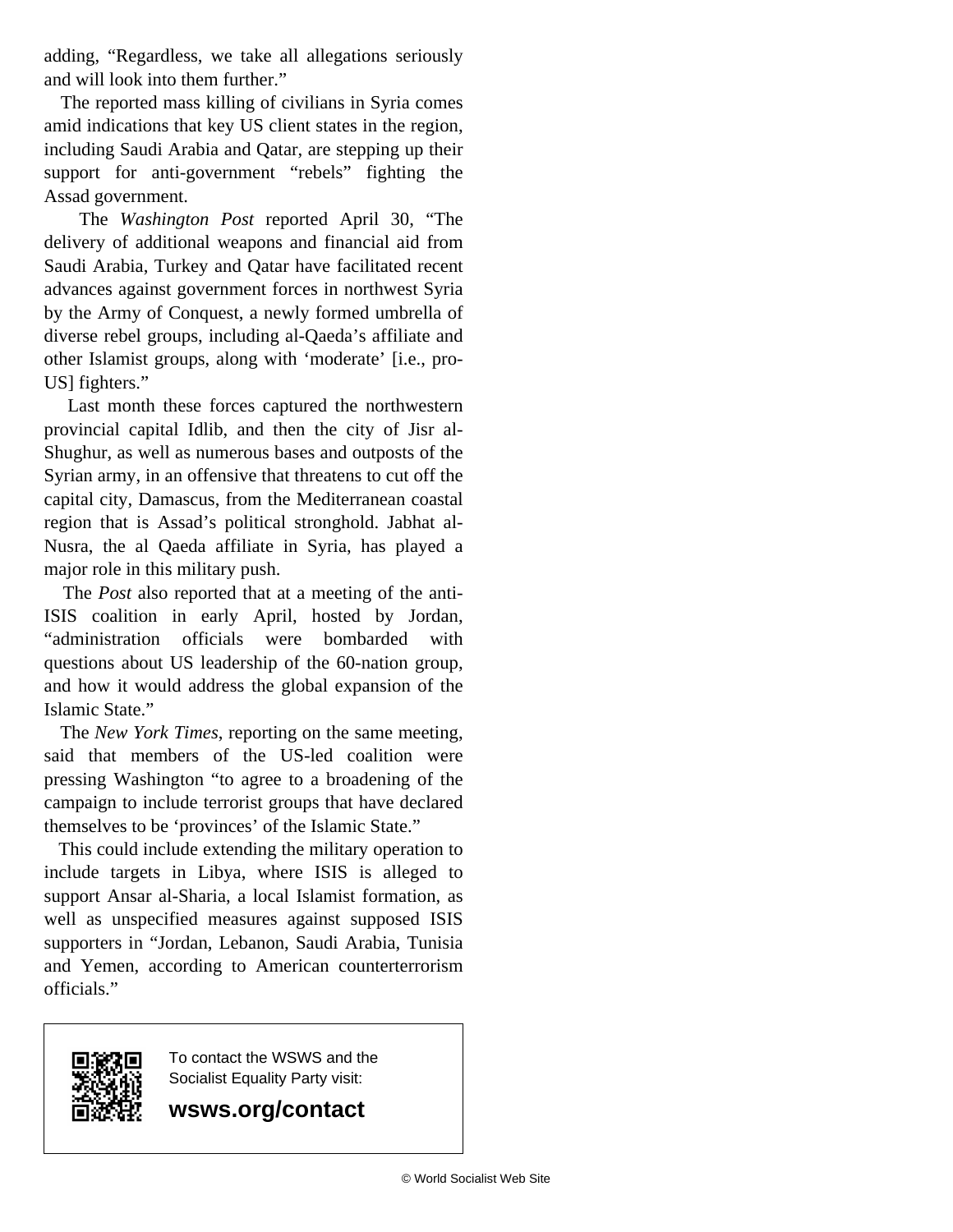adding, "Regardless, we take all allegations seriously and will look into them further."

The reported mass killing of civilians in Syria comes amid indications that key US client states in the region, including Saudi Arabia and Qatar, are stepping up their support for anti-government "rebels" fighting the Assad government.

The *Washington Post* reported April 30, "The delivery of additional weapons and financial aid from Saudi Arabia, Turkey and Qatar have facilitated recent advances against government forces in northwest Syria by the Army of Conquest, a newly formed umbrella of diverse rebel groups, including al-Qaeda's affiliate and other Islamist groups, along with 'moderate' [i.e., pro-US] fighters."

Last month these forces captured the northwestern provincial capital Idlib, and then the city of Jisr al-Shughur, as well as numerous bases and outposts of the Syrian army, in an offensive that threatens to cut off the capital city, Damascus, from the Mediterranean coastal region that is Assad's political stronghold. Jabhat al-Nusra, the al Qaeda affiliate in Syria, has played a major role in this military push.

The *Post* also reported that at a meeting of the anti-ISIS coalition in early April, hosted by Jordan, "administration officials were bombarded with questions about US leadership of the 60-nation group, and how it would address the global expansion of the Islamic State."

The *New York Times*, reporting on the same meeting, said that members of the US-led coalition were pressing Washington "to agree to a broadening of the campaign to include terrorist groups that have declared themselves to be 'provinces' of the Islamic State."

This could include extending the military operation to include targets in Libya, where ISIS is alleged to support Ansar al-Sharia, a local Islamist formation, as well as unspecified measures against supposed ISIS supporters in "Jordan, Lebanon, Saudi Arabia, Tunisia and Yemen, according to American counterterrorism officials."

To contact the WSWS and the Socialist Equality Party visit:

**wsws.org/contact**